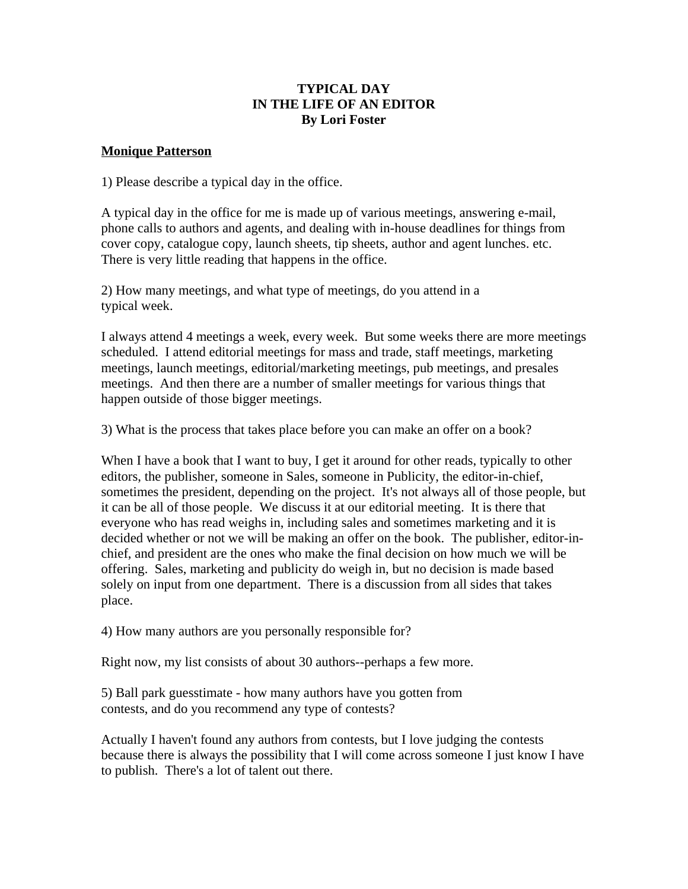# TYPICAL DAY
# IN THE LIFE OF AN EDITOR
# By Lori Foster

**<u>Monique Patterson</u>**

1) Please describe a typical day in the office.

A typical day in the office for me is made up of various meetings, answering e-mail, phone calls to authors and agents, and dealing with in-house deadlines for things from cover copy, catalogue copy, launch sheets, tip sheets, author and agent lunches. etc. There is very little reading that happens in the office.

2) How many meetings, and what type of meetings, do you attend in a typical week.

I always attend 4 meetings a week, every week. But some weeks there are more meetings scheduled. I attend editorial meetings for mass and trade, staff meetings, marketing meetings, launch meetings, editorial/marketing meetings, pub meetings, and presales meetings. And then there are a number of smaller meetings for various things that happen outside of those bigger meetings.

3) What is the process that takes place before you can make an offer on a book?

When I have a book that I want to buy, I get it around for other reads, typically to other editors, the publisher, someone in Sales, someone in Publicity, the editor-in-chief, sometimes the president, depending on the project. It's not always all of those people, but it can be all of those people. We discuss it at our editorial meeting. It is there that everyone who has read weighs in, including sales and sometimes marketing and it is decided whether or not we will be making an offer on the book. The publisher, editor-in-chief, and president are the ones who make the final decision on how much we will be offering. Sales, marketing and publicity do weigh in, but no decision is made based solely on input from one department. There is a discussion from all sides that takes place.

4) How many authors are you personally responsible for?

Right now, my list consists of about 30 authors--perhaps a few more.

5) Ball park guesstimate - how many authors have you gotten from contests, and do you recommend any type of contests?

Actually I haven't found any authors from contests, but I love judging the contests because there is always the possibility that I will come across someone I just know I have to publish. There's a lot of talent out there.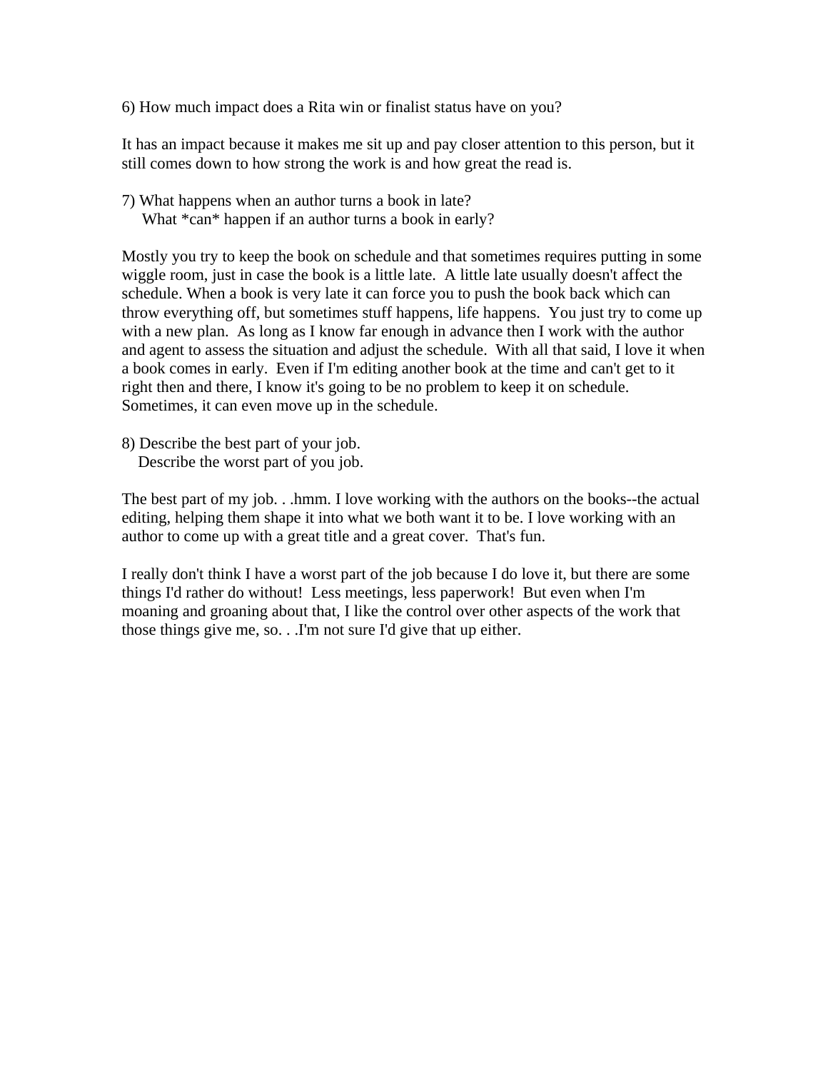6) How much impact does a Rita win or finalist status have on you?

It has an impact because it makes me sit up and pay closer attention to this person, but it still comes down to how strong the work is and how great the read is.

7) What happens when an author turns a book in late?
What *can* happen if an author turns a book in early?

Mostly you try to keep the book on schedule and that sometimes requires putting in some wiggle room, just in case the book is a little late. A little late usually doesn't affect the schedule. When a book is very late it can force you to push the book back which can throw everything off, but sometimes stuff happens, life happens. You just try to come up with a new plan. As long as I know far enough in advance then I work with the author and agent to assess the situation and adjust the schedule. With all that said, I love it when a book comes in early. Even if I'm editing another book at the time and can't get to it right then and there, I know it's going to be no problem to keep it on schedule. Sometimes, it can even move up in the schedule.

8) Describe the best part of your job.
Describe the worst part of you job.

The best part of my job. . .hmm. I love working with the authors on the books--the actual editing, helping them shape it into what we both want it to be. I love working with an author to come up with a great title and a great cover. That's fun.

I really don't think I have a worst part of the job because I do love it, but there are some things I'd rather do without! Less meetings, less paperwork! But even when I'm moaning and groaning about that, I like the control over other aspects of the work that those things give me, so. . .I'm not sure I'd give that up either.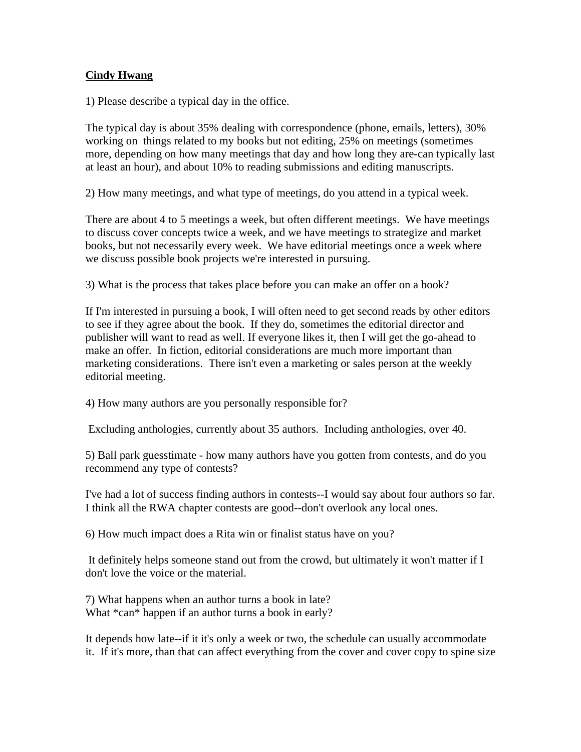**<u>Cindy Hwang</u>**

1) Please describe a typical day in the office.

The typical day is about 35% dealing with correspondence (phone, emails, letters), 30% working on things related to my books but not editing, 25% on meetings (sometimes more, depending on how many meetings that day and how long they are-can typically last at least an hour), and about 10% to reading submissions and editing manuscripts.

2) How many meetings, and what type of meetings, do you attend in a typical week.

There are about 4 to 5 meetings a week, but often different meetings. We have meetings to discuss cover concepts twice a week, and we have meetings to strategize and market books, but not necessarily every week. We have editorial meetings once a week where we discuss possible book projects we're interested in pursuing.

3) What is the process that takes place before you can make an offer on a book?

If I'm interested in pursuing a book, I will often need to get second reads by other editors to see if they agree about the book. If they do, sometimes the editorial director and publisher will want to read as well. If everyone likes it, then I will get the go-ahead to make an offer. In fiction, editorial considerations are much more important than marketing considerations. There isn't even a marketing or sales person at the weekly editorial meeting.

4) How many authors are you personally responsible for?

Excluding anthologies, currently about 35 authors. Including anthologies, over 40.

5) Ball park guesstimate - how many authors have you gotten from contests, and do you recommend any type of contests?

I've had a lot of success finding authors in contests--I would say about four authors so far. I think all the RWA chapter contests are good--don't overlook any local ones.

6) How much impact does a Rita win or finalist status have on you?

It definitely helps someone stand out from the crowd, but ultimately it won't matter if I don't love the voice or the material.

7) What happens when an author turns a book in late?
What *can* happen if an author turns a book in early?

It depends how late--if it it's only a week or two, the schedule can usually accommodate it. If it's more, than that can affect everything from the cover and cover copy to spine size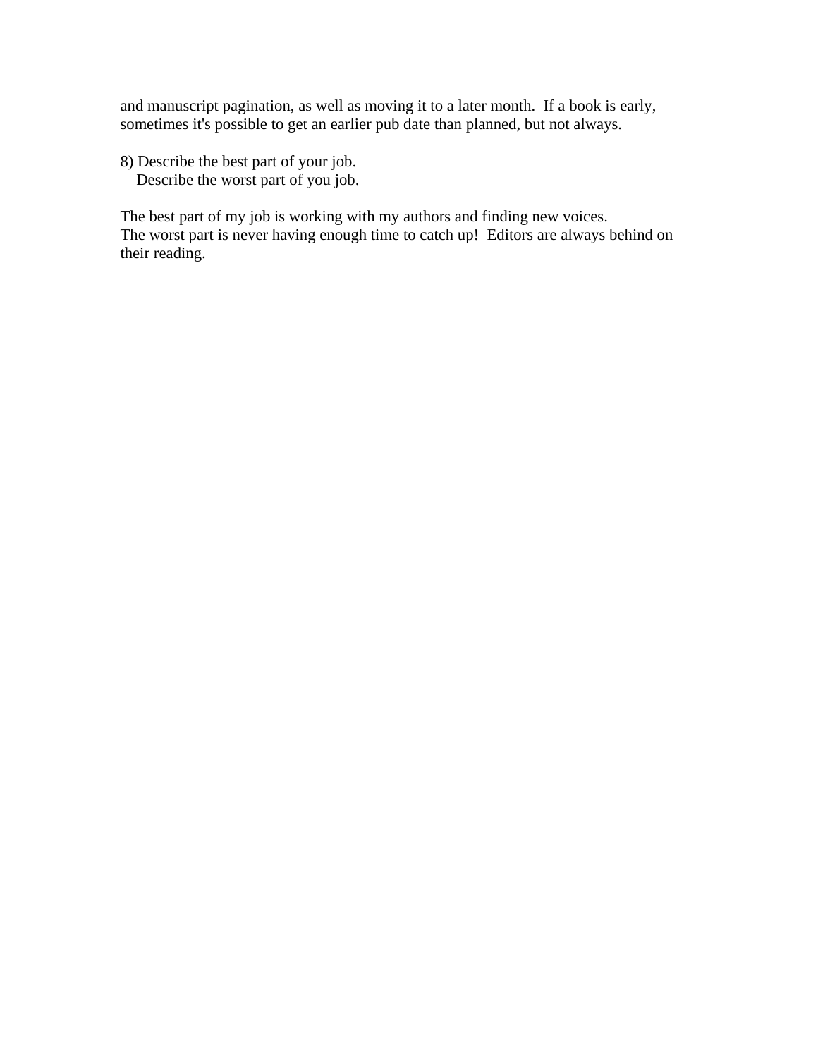and manuscript pagination, as well as moving it to a later month.  If a book is early, sometimes it's possible to get an earlier pub date than planned, but not always.

8) Describe the best part of your job.
   Describe the worst part of you job.

The best part of my job is working with my authors and finding new voices.
The worst part is never having enough time to catch up!  Editors are always behind on their reading.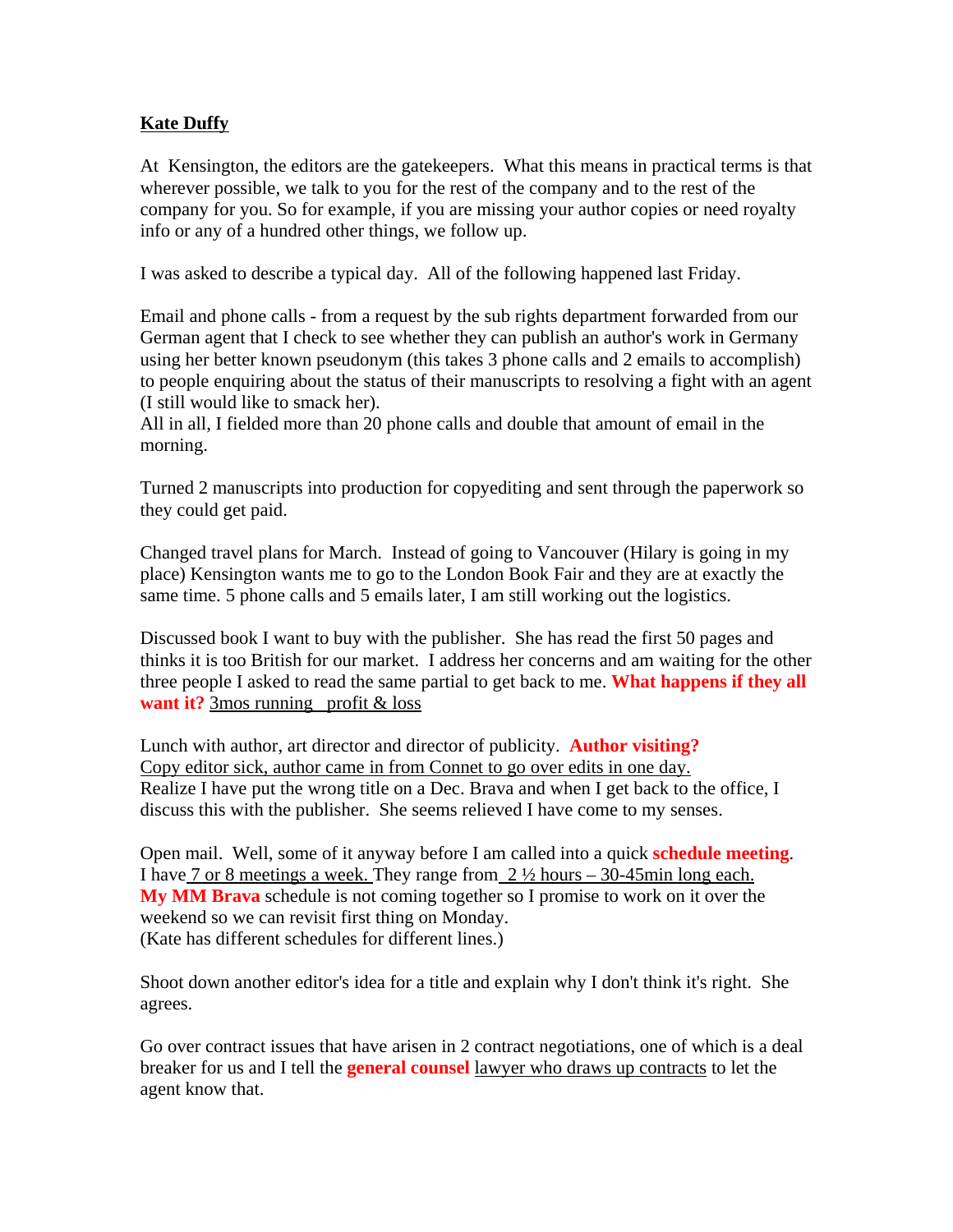**Kate Duffy**

At Kensington, the editors are the gatekeepers. What this means in practical terms is that wherever possible, we talk to you for the rest of the company and to the rest of the company for you. So for example, if you are missing your author copies or need royalty info or any of a hundred other things, we follow up.

I was asked to describe a typical day. All of the following happened last Friday.

Email and phone calls - from a request by the sub rights department forwarded from our German agent that I check to see whether they can publish an author's work in Germany using her better known pseudonym (this takes 3 phone calls and 2 emails to accomplish) to people enquiring about the status of their manuscripts to resolving a fight with an agent (I still would like to smack her).
All in all, I fielded more than 20 phone calls and double that amount of email in the morning.

Turned 2 manuscripts into production for copyediting and sent through the paperwork so they could get paid.

Changed travel plans for March. Instead of going to Vancouver (Hilary is going in my place) Kensington wants me to go to the London Book Fair and they are at exactly the same time. 5 phone calls and 5 emails later, I am still working out the logistics.

Discussed book I want to buy with the publisher. She has read the first 50 pages and thinks it is too British for our market. I address her concerns and am waiting for the other three people I asked to read the same partial to get back to me. **What happens if they all want it?** 3mos running profit & loss

Lunch with author, art director and director of publicity. **Author visiting?** Copy editor sick, author came in from Connet to go over edits in one day.
Realize I have put the wrong title on a Dec. Brava and when I get back to the office, I discuss this with the publisher. She seems relieved I have come to my senses.

Open mail. Well, some of it anyway before I am called into a quick **schedule meeting**. I have 7 or 8 meetings a week. They range from 2 ½ hours – 30-45min long each. **My MM Brava** schedule is not coming together so I promise to work on it over the weekend so we can revisit first thing on Monday.
(Kate has different schedules for different lines.)

Shoot down another editor's idea for a title and explain why I don't think it's right. She agrees.

Go over contract issues that have arisen in 2 contract negotiations, one of which is a deal breaker for us and I tell the **general counsel** lawyer who draws up contracts to let the agent know that.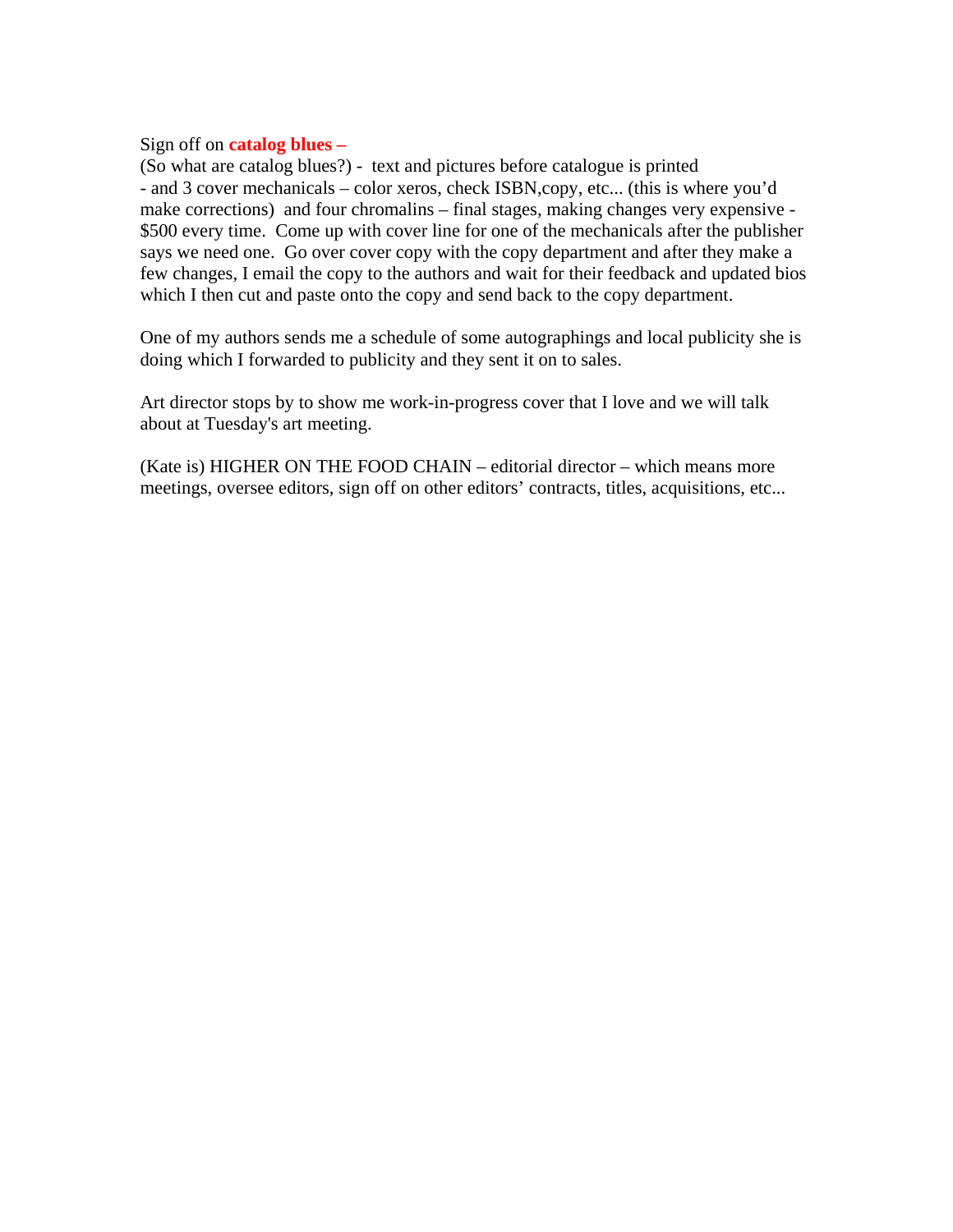Sign off on **catalog blues –**

(So what are catalog blues?) - text and pictures before catalogue is printed - and 3 cover mechanicals – color xeros, check ISBN,copy, etc... (this is where you'd make corrections) and four chromalins – final stages, making changes very expensive - $500 every time. Come up with cover line for one of the mechanicals after the publisher says we need one. Go over cover copy with the copy department and after they make a few changes, I email the copy to the authors and wait for their feedback and updated bios which I then cut and paste onto the copy and send back to the copy department.

One of my authors sends me a schedule of some autographings and local publicity she is doing which I forwarded to publicity and they sent it on to sales.

Art director stops by to show me work-in-progress cover that I love and we will talk about at Tuesday's art meeting.

(Kate is) HIGHER ON THE FOOD CHAIN – editorial director – which means more meetings, oversee editors, sign off on other editors' contracts, titles, acquisitions, etc...